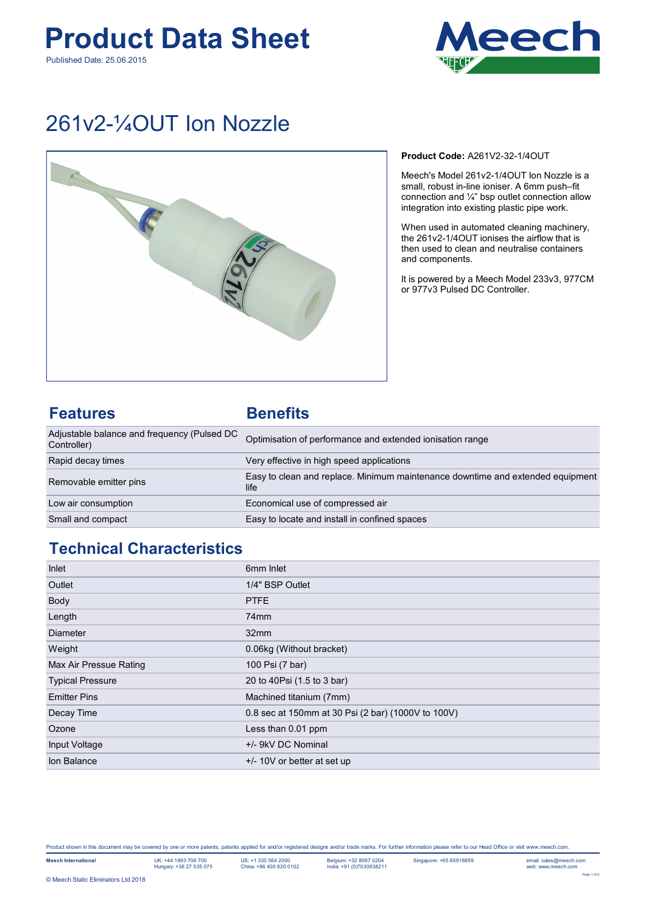# Product Data Sheet

Published Date: 25.06.2015

Meech

## 261v2-¼OUT Ion Nozzle

**Product Code:** A261V2-32-1/4OUT

Meech's Model 261v2-1/4OUT Ion Nozzle is a small, robust in-line ioniser. A 6mm push–fit connection and ¼" bsp outlet connection allow integration into existing plastic pipe work.

When used in automated cleaning machinery, the 261v2-1/4OUT ionises the airflow that is then used to clean and neutralise containers and components.

It is powered by a Meech Model 233v3, 977CM or 977v3 Pulsed DC Controller.

| Features | Benefits |
|---|---|
| Adjustable balance and frequency (Pulsed DC Controller) | Optimisation of performance and extended ionisation range |
| Rapid decay times | Very effective in high speed applications |
| Removable emitter pins | Easy to clean and replace. Minimum maintenance downtime and extended equipment life |
| Low air consumption | Economical use of compressed air |
| Small and compact | Easy to locate and install in confined spaces |

## Technical Characteristics

| | |
|---|---|
| Inlet | 6mm Inlet |
| Outlet | 1/4" BSP Outlet |
| Body | PTFE |
| Length | 74mm |
| Diameter | 32mm |
| Weight | 0.06kg (Without bracket) |
| Max Air Pressure Rating | 100 Psi (7 bar) |
| Typical Pressure | 20 to 40Psi (1.5 to 3 bar) |
| Emitter Pins | Machined titanium (7mm) |
| Decay Time | 0.8 sec at 150mm at 30 Psi (2 bar) (1000V to 100V) |
| Ozone | Less than 0.01 ppm |
| Input Voltage | +/- 9kV DC Nominal |
| Ion Balance | +/- 10V or better at set up |

Product shown in this document may be covered by one or more patents, patents applied for and/or registered designs and/or trade marks. For further information please refer to our Head Office or visit www.meech.com.

**Meech International** UK: +44 1993 706 700 Hungary: +36 27 535 075 US: +1 330 564 2000 China: +86 400 820 0102 Belgium: +32 8067 0204 India: +91 (0)7030938211 Singapore: +65 65918859 email: sales@meech.com web: www.meech.com

© Meech Static Eliminators Ltd 2018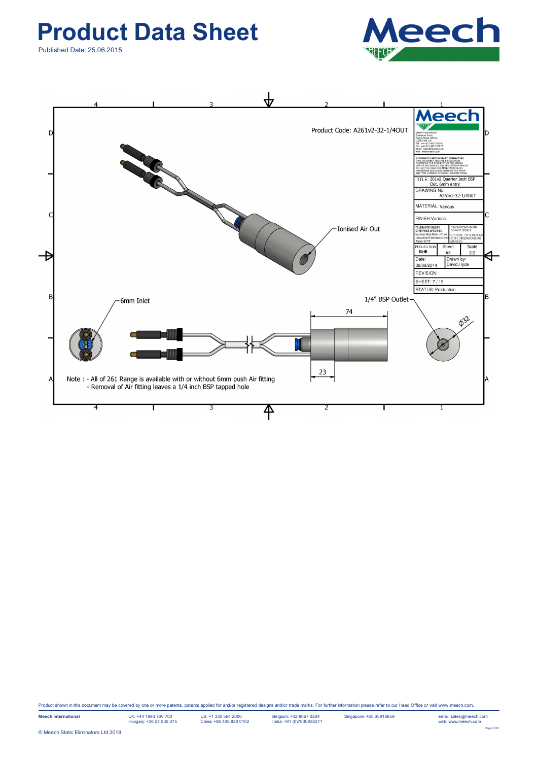# Product Data Sheet

Published Date: 25.06.2015

Product Code: A261v2-32-1/4OUT

Ionised Air Out

6mm Inlet

1/4" BSP Outlet

74

23

Ø32

Note : - All of 261 Range is available with or without 6mm push Air fitting
- Removal of Air fitting leaves a 1/4 inch BSP tapped hole

| | |
|---|---|
| TITLE: | 261v2 Quarter Inch BSP Out, 6mm entry |
| DRAWING No: | A261v2-32-1/4OUT |
| MATERIAL: | Various |
| FINISH: | Various |
| PROJECTION | |
| Sheet | A4 |
| Scale | 2:3 |
| Date: | 08/09/2014 |
| Drawn by: | David.Hyde |
| REVISION: | |
| SHEET: | 7 / 19 |
| STATUS: | Production |

Product shown in this document may be covered by one or more patents, patents applied for and/or registered designs and/or trade marks. For further information please refer to our Head Office or visit www.meech.com.

**Meech International**

UK: +44 1993 706 700
Hungary: +36 27 535 075

US: +1 330 564 2000
China: +86 400 820 0102

Belgium: +32 8067 0204
India: +91 (0)7030938211

Singapore: +65 65918859

email: sales@meech.com
web: www.meech.com

© Meech Static Eliminators Ltd 2018